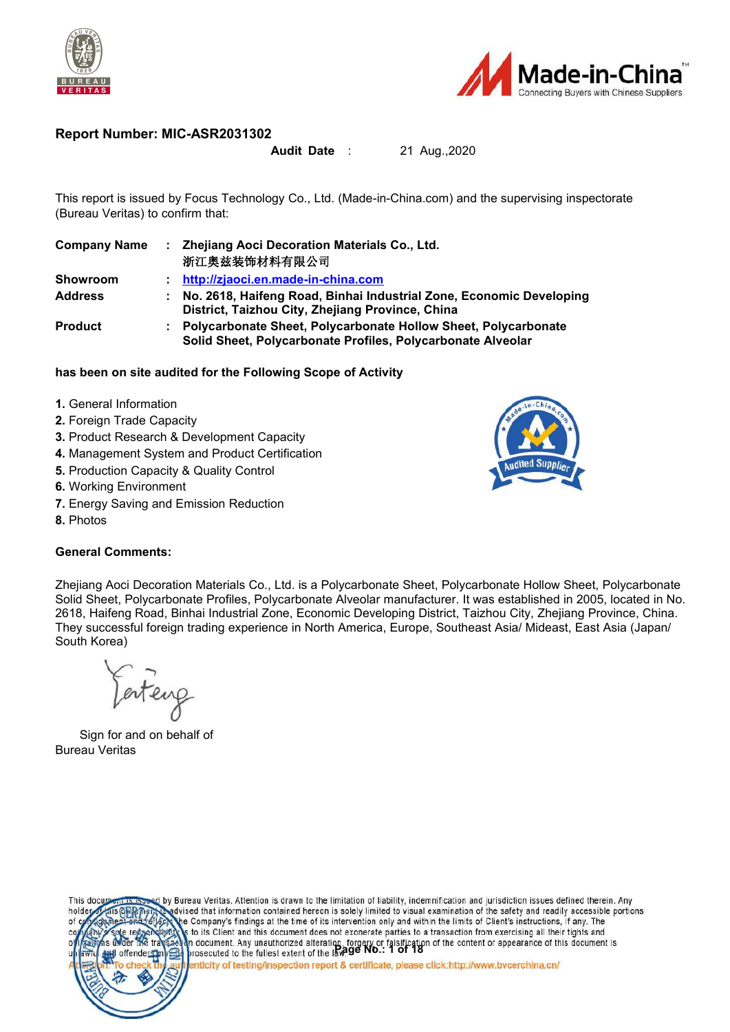**Report Number: MIC-ASR2031302**

**Audit Date** : 21 Aug.,2020

This report is issued by Focus Technology Co., Ltd. (Made-in-China.com) and the supervising inspectorate (Bureau Veritas) to confirm that:

| | | |
|---|---|---|
| **Company Name** | : | **Zhejiang Aoci Decoration Materials Co., Ltd.** **浙江奥兹装饰材料有限公司** |
| **Showroom** | : | **http://zjaoci.en.made-in-china.com** |
| **Address** | : | **No. 2618, Haifeng Road, Binhai Industrial Zone, Economic Developing District, Taizhou City, Zhejiang Province, China** |
| **Product** | : | **Polycarbonate Sheet, Polycarbonate Hollow Sheet, Polycarbonate Solid Sheet, Polycarbonate Profiles, Polycarbonate Alveolar** |

**has been on site audited for the Following Scope of Activity**

1. General Information
2. Foreign Trade Capacity
3. Product Research & Development Capacity
4. Management System and Product Certification
5. Production Capacity & Quality Control
6. Working Environment
7. Energy Saving and Emission Reduction
8. Photos

**General Comments:**

Zhejiang Aoci Decoration Materials Co., Ltd. is a Polycarbonate Sheet, Polycarbonate Hollow Sheet, Polycarbonate Solid Sheet, Polycarbonate Profiles, Polycarbonate Alveolar manufacturer. It was established in 2005, located in No. 2618, Haifeng Road, Binhai Industrial Zone, Economic Developing District, Taizhou City, Zhejiang Province, China. They successful foreign trading experience in North America, Europe, Southeast Asia/ Mideast, East Asia (Japan/ South Korea)

Sign for and on behalf of
Bureau Veritas

This document is issued by Bureau Veritas. Attention is drawn to the limitation of liability, indemnification and jurisdiction issues defined therein. Any holder of this document is advised that information contained hereon is solely limited to visual examination of the safety and readily accessible portions of consignment and reflects the Company's findings at the time of its intervention only and within the limits of Client's instructions, if any. The company's sole responsibility is to its Client and this document does not exonerate parties to a transaction from exercising all their rights and obligations under the transaction document. Any unauthorized alteration, forgery or falsification of the content or appearance of this document is unlawful and offenders may be prosecuted to the fullest extent of the law.

Attention: To check the authenticity of testing/inspection report & certificate, please click:http://www.bvcerchina.cn/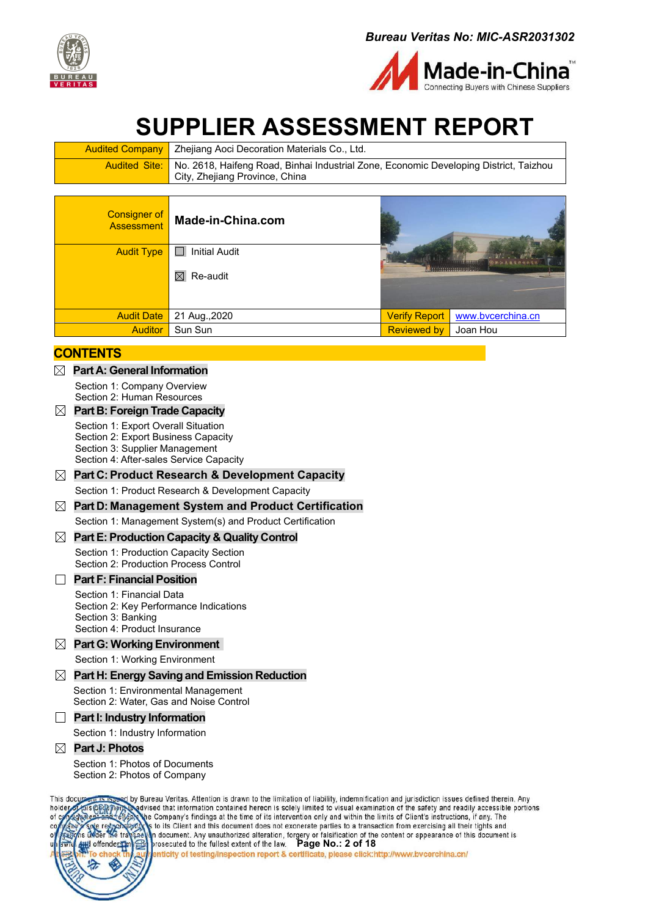Bureau Veritas No: MIC-ASR2031302

# SUPPLIER ASSESSMENT REPORT

| Audited Company | Zhejiang Aoci Decoration Materials Co., Ltd. |
|---|---|
| Audited Site: | No. 2618, Haifeng Road, Binhai Industrial Zone, Economic Developing District, Taizhou City, Zhejiang Province, China |

| Consigner of Assessment | Made-in-China.com | | |
|---|---|---|---|
| Audit Type | ☐ Initial Audit<br>☒ Re-audit | | |
| Audit Date | 21 Aug.,2020 | Verify Report | www.bvcerchina.cn |
| Auditor | Sun Sun | Reviewed by | Joan Hou |

## CONTENTS

☒ **Part A: General Information**
- Section 1: Company Overview
- Section 2: Human Resources

☒ **Part B: Foreign Trade Capacity**
- Section 1: Export Overall Situation
- Section 2: Export Business Capacity
- Section 3: Supplier Management
- Section 4: After-sales Service Capacity

☒ **Part C: Product Research & Development Capacity**
- Section 1: Product Research & Development Capacity

☒ **Part D: Management System and Product Certification**
- Section 1: Management System(s) and Product Certification

☒ **Part E: Production Capacity & Quality Control**
- Section 1: Production Capacity Section
- Section 2: Production Process Control

☐ **Part F: Financial Position**
- Section 1: Financial Data
- Section 2: Key Performance Indications
- Section 3: Banking
- Section 4: Product Insurance

☒ **Part G: Working Environment**
- Section 1: Working Environment

☒ **Part H: Energy Saving and Emission Reduction**
- Section 1: Environmental Management
- Section 2: Water, Gas and Noise Control

☐ **Part I: Industry Information**
- Section 1: Industry Information

☒ **Part J: Photos**
- Section 1: Photos of Documents
- Section 2: Photos of Company

This document is issued by Bureau Veritas. Attention is drawn to the limitation of liability, indemnification and jurisdiction issues defined therein. Any holder of this document is advised that information contained hereon is solely limited to visual examination of the safety and readily accessible portions of equipment and reflects the Company's findings at the time of its intervention only and within the limits of Client's instructions, if any. The company's sole responsibility is to its Client and this document does not exonerate parties to a transaction from exercising all their rights and obligations under the transaction document. Any unauthorized alteration, forgery or falsification of the content or appearance of this document is unlawful and offenders may be prosecuted to the fullest extent of the law.

Attention: To check the authenticity of testing/inspection report & certificate, please click:http://www.bvcerchina.cn/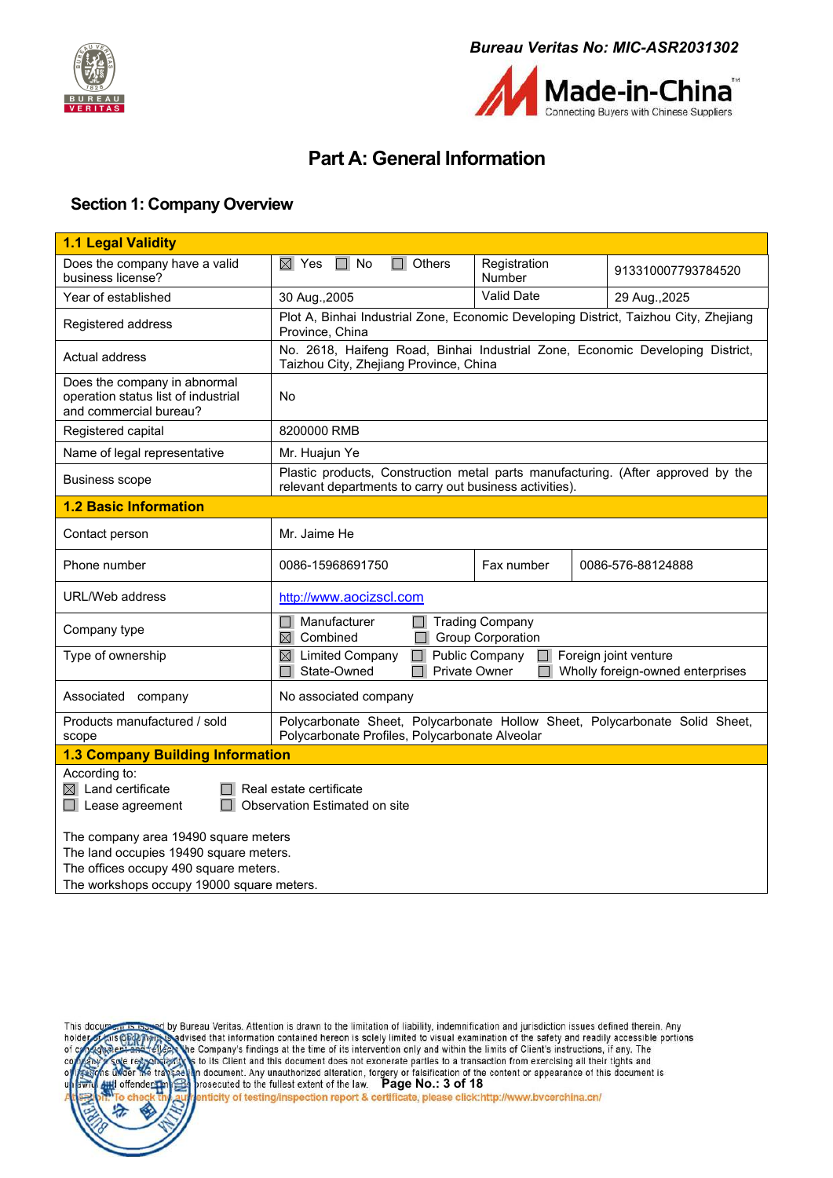# Part A: General Information

## Section 1: Company Overview

| **1.1 Legal Validity** | | | |
|---|---|---|---|
| Does the company have a valid business license? | ☒ Yes ☐ No ☐ Others | Registration Number | 913310007793784520 |
| Year of established | 30 Aug.,2005 | Valid Date | 29 Aug.,2025 |
| Registered address | Plot A, Binhai Industrial Zone, Economic Developing District, Taizhou City, Zhejiang Province, China | | |
| Actual address | No. 2618, Haifeng Road, Binhai Industrial Zone, Economic Developing District, Taizhou City, Zhejiang Province, China | | |
| Does the company in abnormal operation status list of industrial and commercial bureau? | No | | |
| Registered capital | 8200000 RMB | | |
| Name of legal representative | Mr. Huajun Ye | | |
| Business scope | Plastic products, Construction metal parts manufacturing. (After approved by the relevant departments to carry out business activities). | | |
| **1.2 Basic Information** | | | |
| Contact person | Mr. Jaime He | | |
| Phone number | 0086-15968691750 | Fax number | 0086-576-88124888 |
| URL/Web address | http://www.aocizscl.com | | |
| Company type | ☐ Manufacturer ☐ Trading Company ☒ Combined ☐ Group Corporation | | |
| Type of ownership | ☒ Limited Company ☐ Public Company ☐ Foreign joint venture ☐ State-Owned ☐ Private Owner ☐ Wholly foreign-owned enterprises | | |
| Associated company | No associated company | | |
| Products manufactured / sold scope | Polycarbonate Sheet, Polycarbonate Hollow Sheet, Polycarbonate Solid Sheet, Polycarbonate Profiles, Polycarbonate Alveolar | | |

**1.3 Company Building Information**

According to:
☒ Land certificate ☐ Real estate certificate
☐ Lease agreement ☐ Observation Estimated on site

The company area 19490 square meters
The land occupies 19490 square meters.
The offices occupy 490 square meters.
The workshops occupy 19000 square meters.

This document is issued by Bureau Veritas. Attention is drawn to the limitation of liability, indemnification and jurisdiction issues defined therein. Any holder of this document is advised that information contained hereon is solely limited to visual examination of the safety and readily accessible portions of equipment and reflects the Company's findings at the time of its intervention only and within the limits of Client's instructions, if any. The company's sole responsibility is to its Client and this document does not exonerate parties to a transaction from exercising all their rights and obligations under the transaction document. Any unauthorized alteration, forgery or falsification of the content or appearance of this document is unlawful and offenders may be prosecuted to the fullest extent of the law.

Attention: To check the authenticity of testing/inspection report & certificate, please click:http://www.bvcerchina.cn/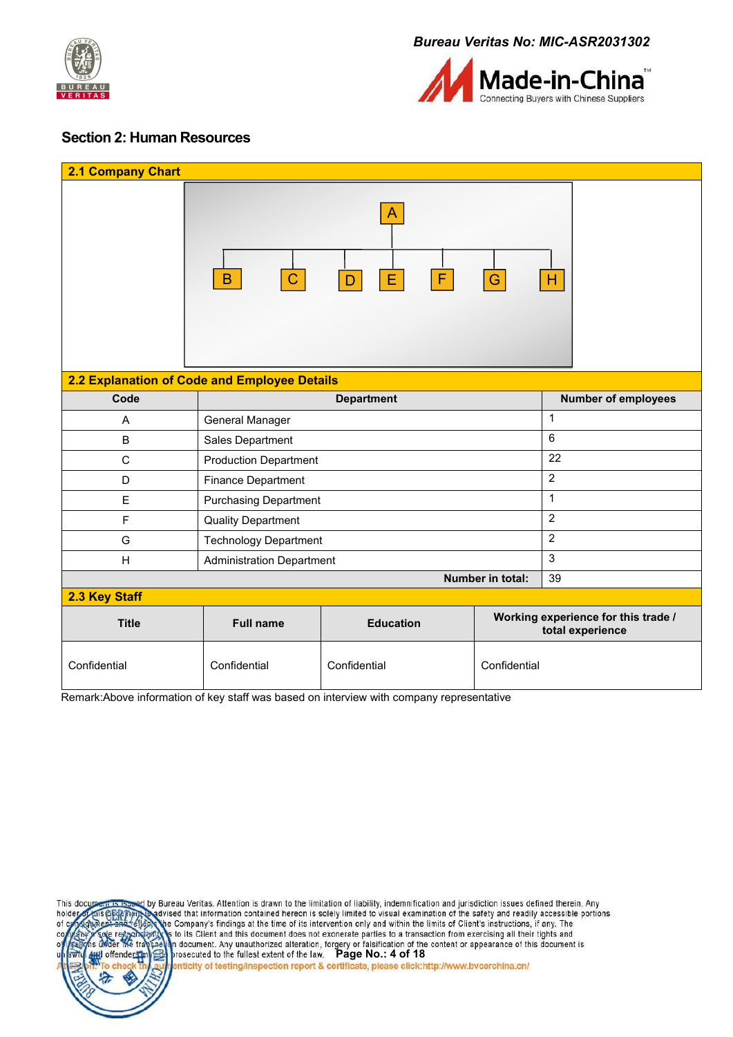## Section 2: Human Resources

### 2.1 Company Chart

A

B C D E F G H

### 2.2 Explanation of Code and Employee Details

| Code | Department | Number of employees |
|---|---|---|
| A | General Manager | 1 |
| B | Sales Department | 6 |
| C | Production Department | 22 |
| D | Finance Department | 2 |
| E | Purchasing Department | 1 |
| F | Quality Department | 2 |
| G | Technology Department | 2 |
| H | Administration Department | 3 |
| | **Number in total:** | 39 |

### 2.3 Key Staff

| Title | Full name | Education | Working experience for this trade / total experience |
|---|---|---|---|
| Confidential | Confidential | Confidential | Confidential |

Remark:Above information of key staff was based on interview with company representative

This document is issued by Bureau Veritas. Attention is drawn to the limitation of liability, indemnification and jurisdiction issues defined therein. Any holder of this document is advised that information contained hereon is solely limited to visual examination of the safety and readily accessible portions of company and reflects the Company's findings at the time of its intervention only and within the limits of Client's instructions, if any. The company's sole responsibility is to its Client and this document does not exonerate parties to a transaction from exercising all their rights and obligations under the transaction document. Any unauthorized alteration, forgery or falsification of the content or appearance of this document is unlawful and offenders may be prosecuted to the fullest extent of the law.

Attention: To check the authenticity of testing/inspection report & certificate, please click:http://www.bvcerchina.cn/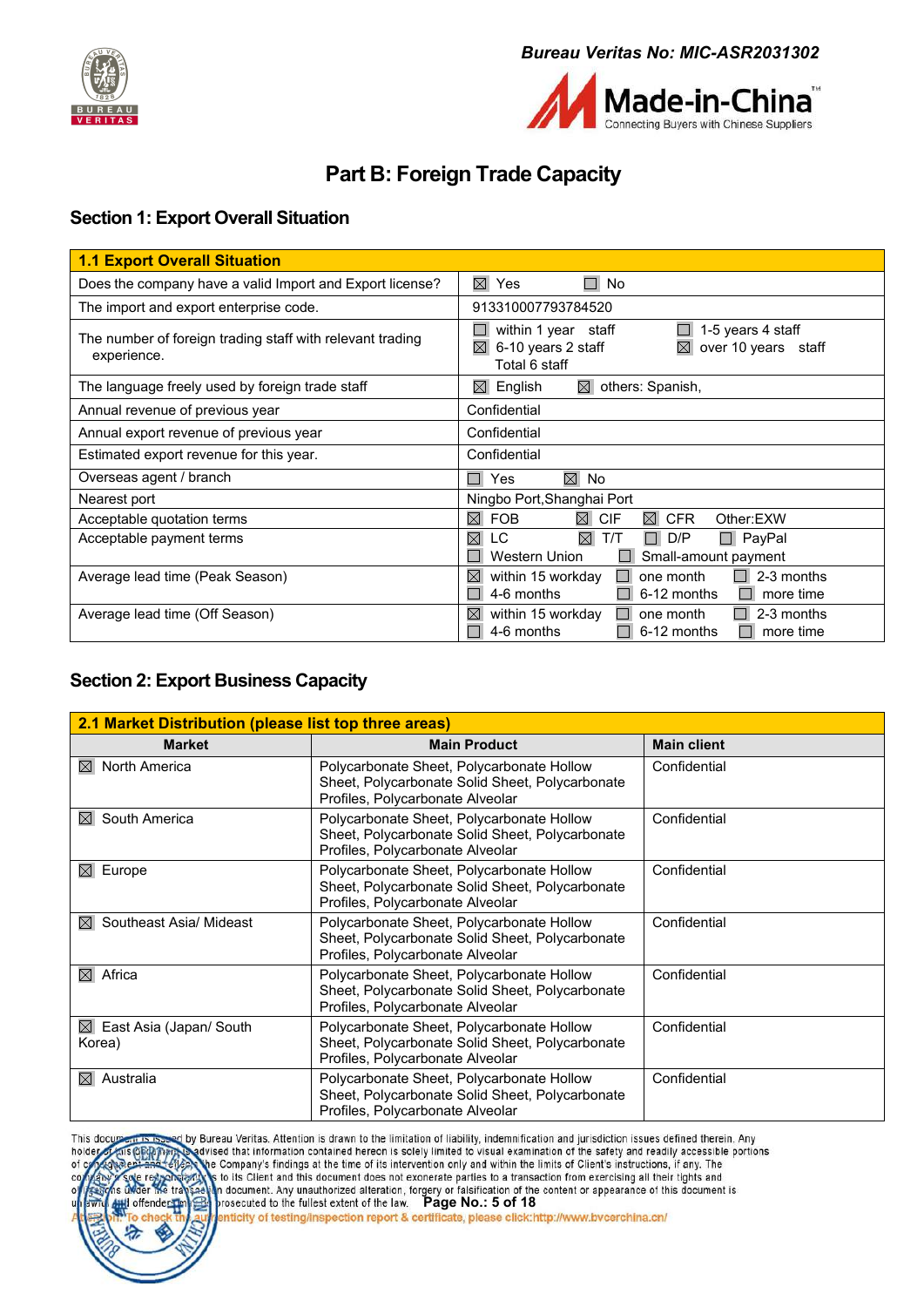# Part B: Foreign Trade Capacity

## Section 1: Export Overall Situation

| 1.1 Export Overall Situation | |
|---|---|
| Does the company have a valid Import and Export license? | ☒ Yes ☐ No |
| The import and export enterprise code. | 913310007793784520 |
| The number of foreign trading staff with relevant trading experience. | ☐ within 1 year staff ☐ 1-5 years 4 staff ☒ 6-10 years 2 staff ☒ over 10 years staff Total 6 staff |
| The language freely used by foreign trade staff | ☒ English ☒ others: Spanish, |
| Annual revenue of previous year | Confidential |
| Annual export revenue of previous year | Confidential |
| Estimated export revenue for this year. | Confidential |
| Overseas agent / branch | ☐ Yes ☒ No |
| Nearest port | Ningbo Port,Shanghai Port |
| Acceptable quotation terms | ☒ FOB ☒ CIF ☒ CFR Other:EXW |
| Acceptable payment terms | ☒ LC ☒ T/T ☐ D/P ☐ PayPal ☐ Western Union ☐ Small-amount payment |
| Average lead time (Peak Season) | ☒ within 15 workday ☐ one month ☐ 2-3 months ☐ 4-6 months ☐ 6-12 months ☐ more time |
| Average lead time (Off Season) | ☒ within 15 workday ☐ one month ☐ 2-3 months ☐ 4-6 months ☐ 6-12 months ☐ more time |

## Section 2: Export Business Capacity

| 2.1 Market Distribution (please list top three areas) | | |
|---|---|---|
| **Market** | **Main Product** | **Main client** |
| ☒ North America | Polycarbonate Sheet, Polycarbonate Hollow Sheet, Polycarbonate Solid Sheet, Polycarbonate Profiles, Polycarbonate Alveolar | Confidential |
| ☒ South America | Polycarbonate Sheet, Polycarbonate Hollow Sheet, Polycarbonate Solid Sheet, Polycarbonate Profiles, Polycarbonate Alveolar | Confidential |
| ☒ Europe | Polycarbonate Sheet, Polycarbonate Hollow Sheet, Polycarbonate Solid Sheet, Polycarbonate Profiles, Polycarbonate Alveolar | Confidential |
| ☒ Southeast Asia/ Mideast | Polycarbonate Sheet, Polycarbonate Hollow Sheet, Polycarbonate Solid Sheet, Polycarbonate Profiles, Polycarbonate Alveolar | Confidential |
| ☒ Africa | Polycarbonate Sheet, Polycarbonate Hollow Sheet, Polycarbonate Solid Sheet, Polycarbonate Profiles, Polycarbonate Alveolar | Confidential |
| ☒ East Asia (Japan/ South Korea) | Polycarbonate Sheet, Polycarbonate Hollow Sheet, Polycarbonate Solid Sheet, Polycarbonate Profiles, Polycarbonate Alveolar | Confidential |
| ☒ Australia | Polycarbonate Sheet, Polycarbonate Hollow Sheet, Polycarbonate Solid Sheet, Polycarbonate Profiles, Polycarbonate Alveolar | Confidential |

This document is issued by Bureau Veritas. Attention is drawn to the limitation of liability, indemnification and jurisdiction issues defined therein. Any holder of this document is advised that information contained hereon is solely limited to visual examination of the safety and readily accessible portions of equipment and reflects the Company's findings at the time of its intervention only and within the limits of Client's instructions, if any. The company's sole responsibility is to its Client and this document does not exonerate parties to a transaction from exercising all their rights and obligations under the transaction document. Any unauthorized alteration, forgery or falsification of the content or appearance of this document is unlawful and offenders may be prosecuted to the fullest extent of the law.

Attention: To check the authenticity of testing/inspection report & certificate, please click:http://www.bvcerchina.cn/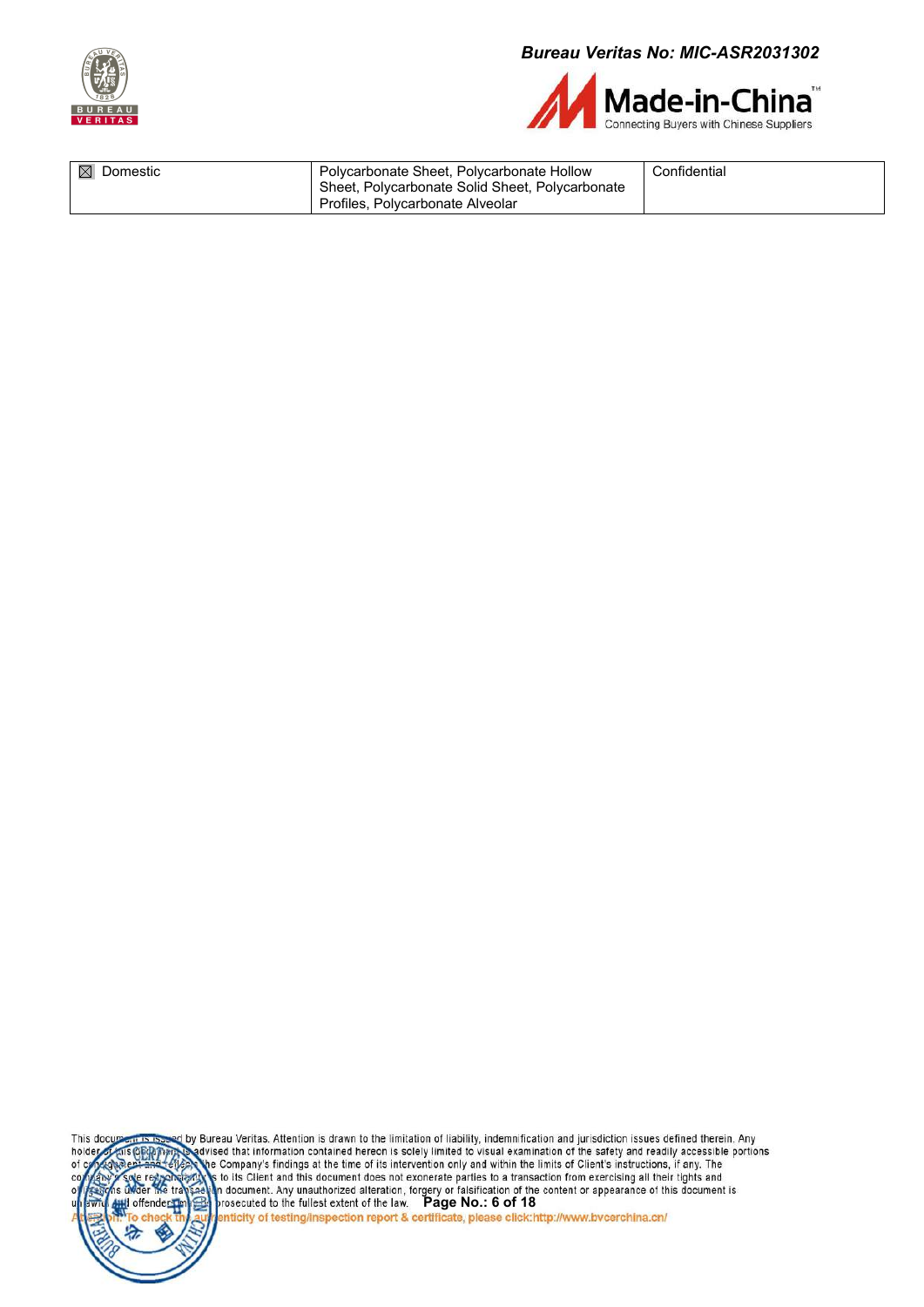| ☒ Domestic | Polycarbonate Sheet, Polycarbonate Hollow Sheet, Polycarbonate Solid Sheet, Polycarbonate Profiles, Polycarbonate Alveolar | Confidential |
| --- | --- | --- |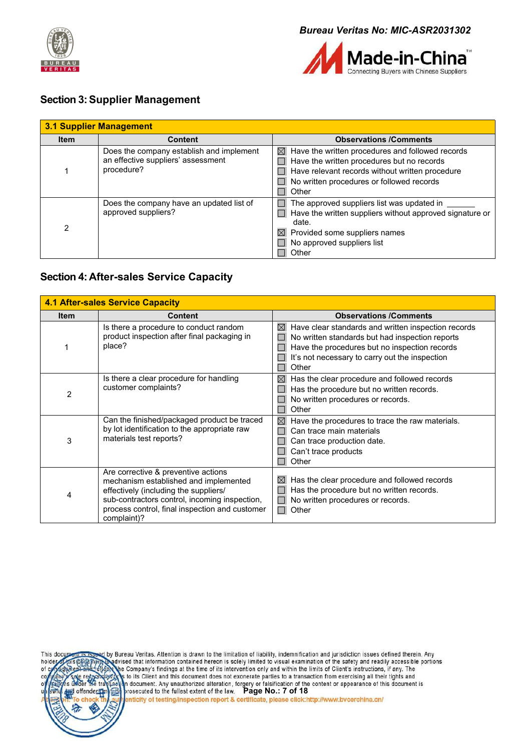## Section 3: Supplier Management

| 3.1 Supplier Management | | |
|---|---|---|
| **Item** | **Content** | **Observations /Comments** |
| 1 | Does the company establish and implement an effective suppliers' assessment procedure? | ☒ Have the written procedures and followed records<br>☐ Have the written procedures but no records<br>☐ Have relevant records without written procedure<br>☐ No written procedures or followed records<br>☐ Other |
| 2 | Does the company have an updated list of approved suppliers? | ☐ The approved suppliers list was updated in ______<br>☐ Have the written suppliers without approved signature or date.<br>☒ Provided some suppliers names<br>☐ No approved suppliers list<br>☐ Other |

## Section 4: After-sales Service Capacity

| 4.1 After-sales Service Capacity | | |
|---|---|---|
| **Item** | **Content** | **Observations /Comments** |
| 1 | Is there a procedure to conduct random product inspection after final packaging in place? | ☒ Have clear standards and written inspection records<br>☐ No written standards but had inspection reports<br>☐ Have the procedures but no inspection records<br>☐ It's not necessary to carry out the inspection<br>☐ Other |
| 2 | Is there a clear procedure for handling customer complaints? | ☒ Has the clear procedure and followed records<br>☐ Has the procedure but no written records.<br>☐ No written procedures or records.<br>☐ Other |
| 3 | Can the finished/packaged product be traced by lot identification to the appropriate raw materials test reports? | ☒ Have the procedures to trace the raw materials.<br>☐ Can trace main materials<br>☐ Can trace production date.<br>☐ Can't trace products<br>☐ Other |
| 4 | Are corrective & preventive actions mechanism established and implemented effectively (including the suppliers/ sub-contractors control, incoming inspection, process control, final inspection and customer complaint)? | ☒ Has the clear procedure and followed records<br>☐ Has the procedure but no written records.<br>☐ No written procedures or records.<br>☐ Other |

This document is issued by Bureau Veritas. Attention is drawn to the limitation of liability, indemnification and jurisdiction issues defined therein. Any holder of this document is advised that information contained hereon is solely limited to visual examination of the safety and readily accessible portions of components and reflects the Company's findings at the time of its intervention only and within the limits of Client's instructions, if any. The company's sole responsibility is to its Client and this document does not exonerate parties to a transaction from exercising all their tights and obligations under the transaction document. Any unauthorized alteration, forgery or falsification of the content or appearance of this document is unlawful and offenders may be prosecuted to the fullest extent of the law.

Attention: To check the authenticity of testing/inspection report & certificate, please click:http://www.bvcerchina.cn/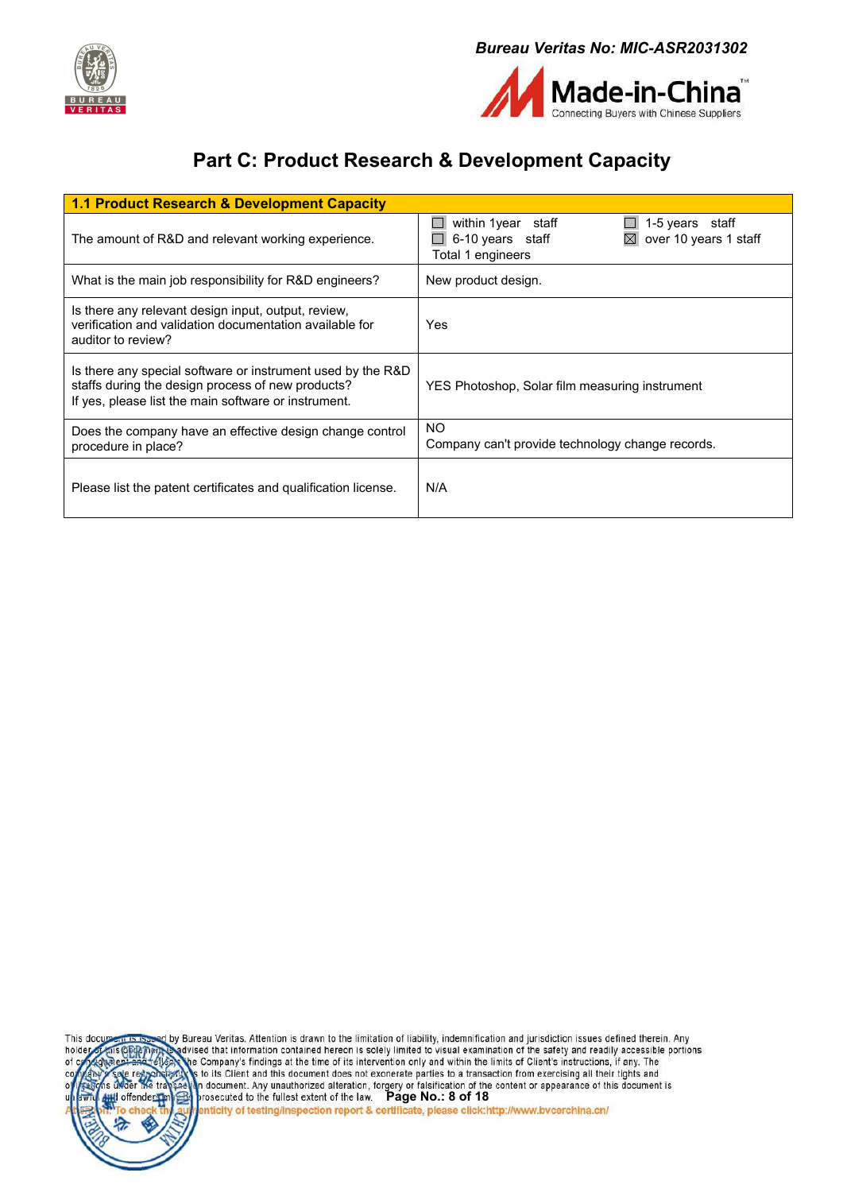## Part C: Product Research & Development Capacity

| 1.1 Product Research & Development Capacity | |
|---|---|
| The amount of R&D and relevant working experience. | ☐ within 1year staff ☐ 1-5 years staff<br>☐ 6-10 years staff ☒ over 10 years 1 staff<br>Total 1 engineers |
| What is the main job responsibility for R&D engineers? | New product design. |
| Is there any relevant design input, output, review, verification and validation documentation available for auditor to review? | Yes |
| Is there any special software or instrument used by the R&D staffs during the design process of new products?<br>If yes, please list the main software or instrument. | YES Photoshop, Solar film measuring instrument |
| Does the company have an effective design change control procedure in place? | NO<br>Company can't provide technology change records. |
| Please list the patent certificates and qualification license. | N/A |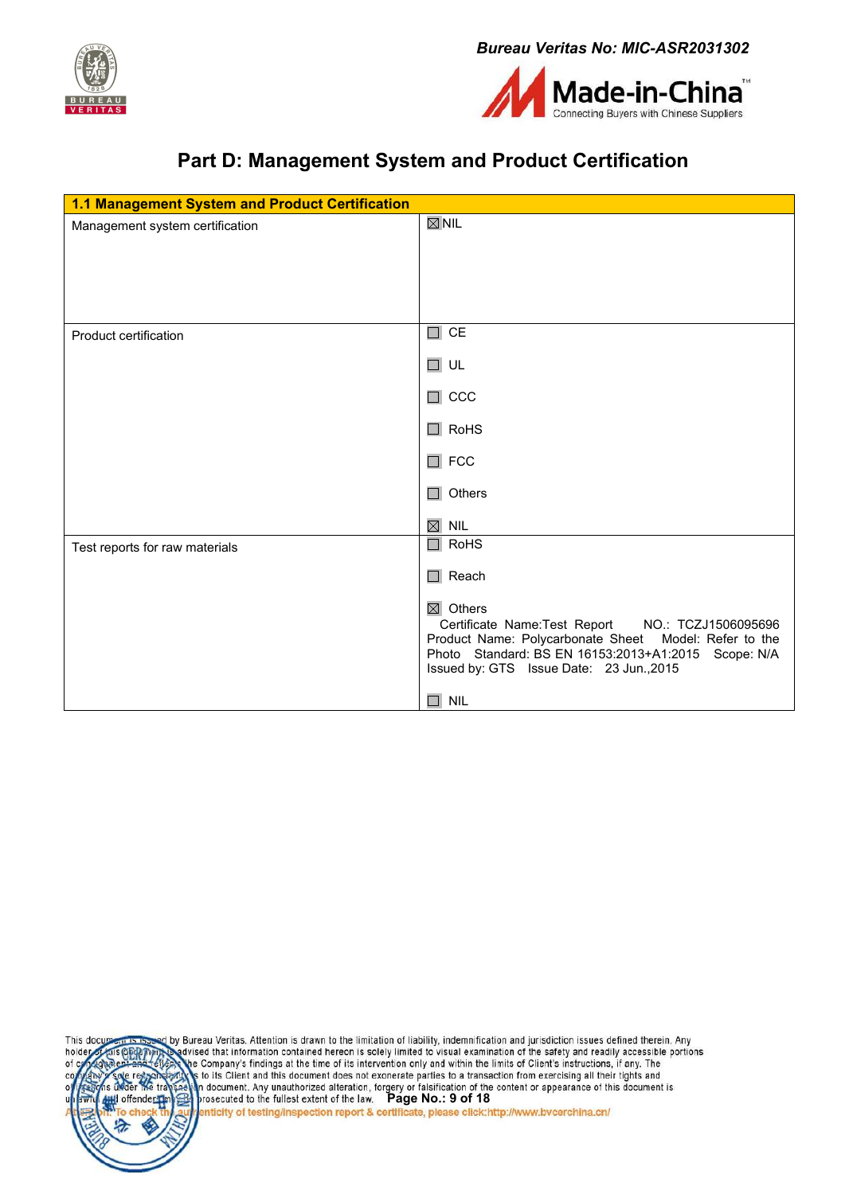## Part D: Management System and Product Certification

| 1.1 Management System and Product Certification | |
|---|---|
| Management system certification | ☒NIL |
| Product certification | ☐ CE<br>☐ UL<br>☐ CCC<br>☐ RoHS<br>☐ FCC<br>☐ Others<br>☒ NIL |
| Test reports for raw materials | ☐ RoHS<br>☐ Reach<br>☒ Others<br>Certificate Name:Test Report NO.: TCZJ1506095696 Product Name: Polycarbonate Sheet Model: Refer to the Photo Standard: BS EN 16153:2013+A1:2015 Scope: N/A Issued by: GTS Issue Date: 23 Jun.,2015<br>☐ NIL |

This document is issued by Bureau Veritas. Attention is drawn to the limitation of liability, indemnification and jurisdiction issues defined therein. Any holder of this document is advised that information contained hereon is solely limited to visual examination of the safety and readily accessible portions of company and reflects the Company's findings at the time of its intervention only and within the limits of Client's instructions, if any. The company's sole responsibility is to its Client and this document does not exonerate parties to a transaction from exercising all their rights and obligations under the transaction document. Any unauthorized alteration, forgery or falsification of the content or appearance of this document is unlawful and offenders may be prosecuted to the fullest extent of the law.

Attention: To check the authenticity of testing/inspection report & certificate, please click:http://www.bvcerchina.cn/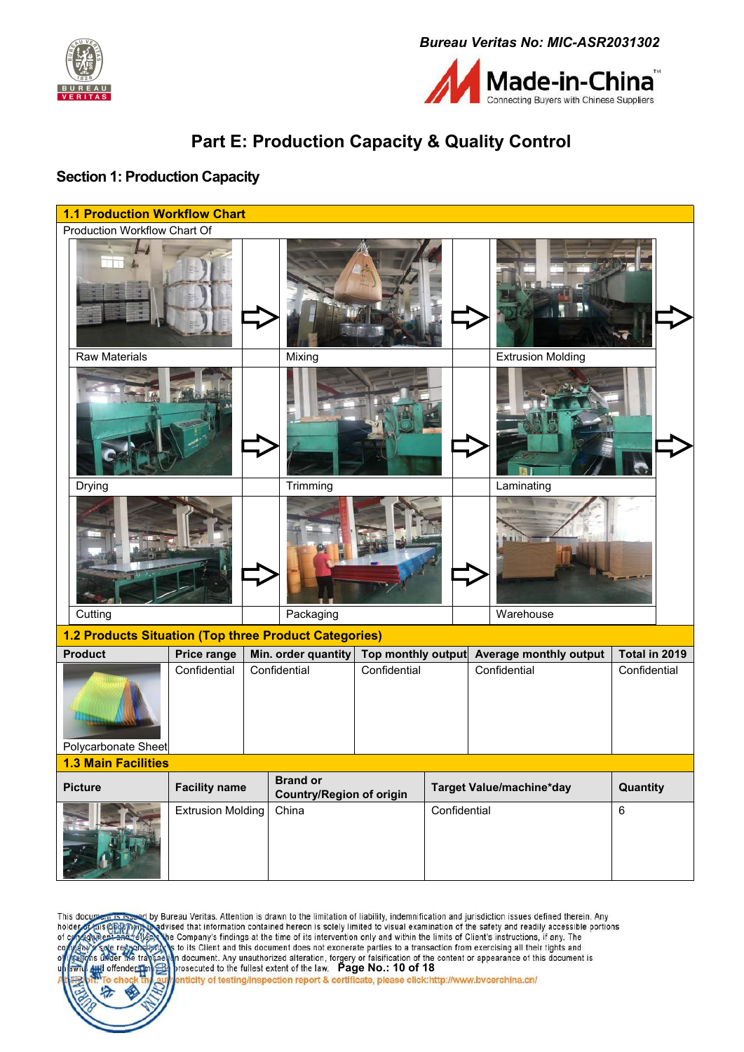# Part E: Production Capacity & Quality Control

## Section 1: Production Capacity

### 1.1 Production Workflow Chart

Production Workflow Chart Of

| | | | | |
|---|---|---|---|---|
| Raw Materials | ⇨ | Mixing | ⇨ | Extrusion Molding |
| Drying | ⇨ | Trimming | ⇨ | Laminating |
| Cutting | ⇨ | Packaging | ⇨ | Warehouse |

### 1.2 Products Situation (Top three Product Categories)

| Product | Price range | Min. order quantity | Top monthly output | Average monthly output | Total in 2019 |
|---|---|---|---|---|---|
| Polycarbonate Sheet | Confidential | Confidential | Confidential | Confidential | Confidential |

### 1.3 Main Facilities

| Picture | Facility name | Brand or Country/Region of origin | Target Value/machine*day | Quantity |
|---|---|---|---|---|
| | Extrusion Molding | China | Confidential | 6 |

This document is issued by Bureau Veritas. Attention is drawn to the limitation of liability, indemnification and jurisdiction issues defined therein. Any holder of this document is advised that information contained hereon is solely limited to visual examination of the safety and readily accessible portions of company and reflects the Company's findings at the time of its intervention only and within the limits of Client's instructions, if any. The company's sole responsibility is to its Client and this document does not exonerate parties to a transaction from exercising all their rights and obligations under the transaction document. Any unauthorized alteration, forgery or falsification of the content or appearance of this document is unlawful and offenders may be prosecuted to the fullest extent of the law.

Attention: To check the authenticity of testing/inspection report & certificate, please click:http://www.bvcerchina.cn/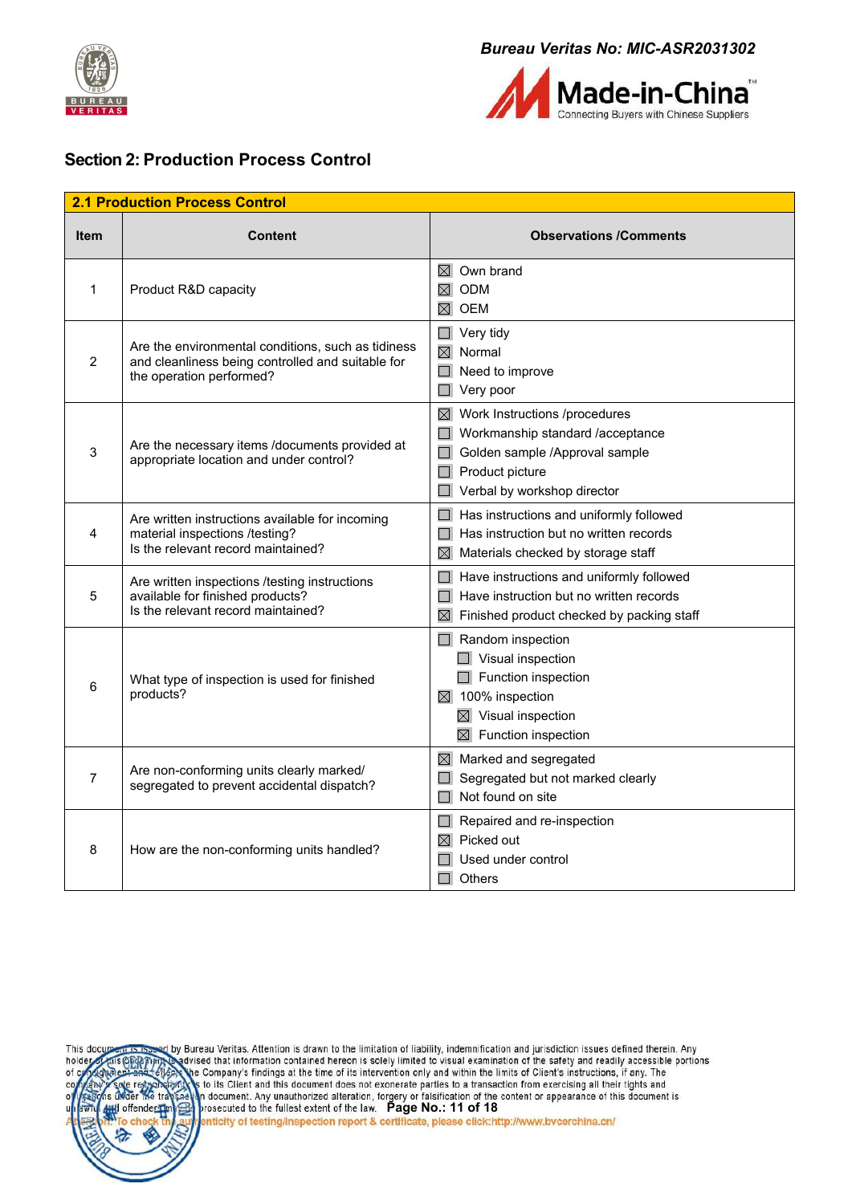## Section 2: Production Process Control

| 2.1 Production Process Control | | |
|---|---|---|
| **Item** | **Content** | **Observations /Comments** |
| 1 | Product R&D capacity | ☒ Own brand<br>☒ ODM<br>☒ OEM |
| 2 | Are the environmental conditions, such as tidiness and cleanliness being controlled and suitable for the operation performed? | ☐ Very tidy<br>☒ Normal<br>☐ Need to improve<br>☐ Very poor |
| 3 | Are the necessary items /documents provided at appropriate location and under control? | ☒ Work Instructions /procedures<br>☐ Workmanship standard /acceptance<br>☐ Golden sample /Approval sample<br>☐ Product picture<br>☐ Verbal by workshop director |
| 4 | Are written instructions available for incoming material inspections /testing?<br>Is the relevant record maintained? | ☐ Has instructions and uniformly followed<br>☐ Has instruction but no written records<br>☒ Materials checked by storage staff |
| 5 | Are written inspections /testing instructions available for finished products?<br>Is the relevant record maintained? | ☐ Have instructions and uniformly followed<br>☐ Have instruction but no written records<br>☒ Finished product checked by packing staff |
| 6 | What type of inspection is used for finished products? | ☐ Random inspection<br>&nbsp;&nbsp;&nbsp;&nbsp;☐ Visual inspection<br>&nbsp;&nbsp;&nbsp;&nbsp;☐ Function inspection<br>☒ 100% inspection<br>&nbsp;&nbsp;&nbsp;&nbsp;☒ Visual inspection<br>&nbsp;&nbsp;&nbsp;&nbsp;☒ Function inspection |
| 7 | Are non-conforming units clearly marked/ segregated to prevent accidental dispatch? | ☒ Marked and segregated<br>☐ Segregated but not marked clearly<br>☐ Not found on site |
| 8 | How are the non-conforming units handled? | ☐ Repaired and re-inspection<br>☒ Picked out<br>☐ Used under control<br>☐ Others |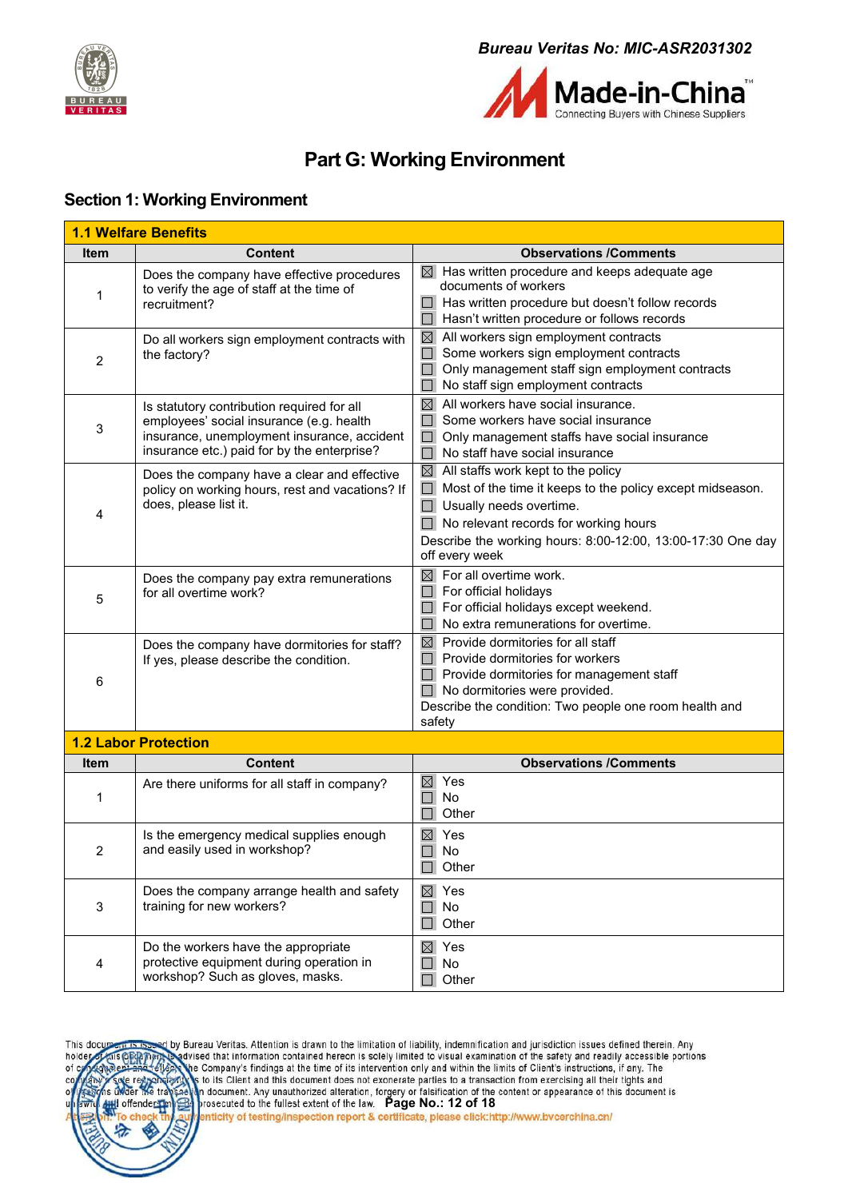Bureau Veritas No: MIC-ASR2031302

# Part G: Working Environment

## Section 1: Working Environment

| **1.1 Welfare Benefits** | | |
|---|---|---|
| **Item** | **Content** | **Observations /Comments** |
| 1 | Does the company have effective procedures to verify the age of staff at the time of recruitment? | ☒ Has written procedure and keeps adequate age documents of workers<br>☐ Has written procedure but doesn't follow records<br>☐ Hasn't written procedure or follows records |
| 2 | Do all workers sign employment contracts with the factory? | ☒ All workers sign employment contracts<br>☐ Some workers sign employment contracts<br>☐ Only management staff sign employment contracts<br>☐ No staff sign employment contracts |
| 3 | Is statutory contribution required for all employees' social insurance (e.g. health insurance, unemployment insurance, accident insurance etc.) paid for by the enterprise? | ☒ All workers have social insurance.<br>☐ Some workers have social insurance<br>☐ Only management staffs have social insurance<br>☐ No staff have social insurance |
| 4 | Does the company have a clear and effective policy on working hours, rest and vacations? If does, please list it. | ☒ All staffs work kept to the policy<br>☐ Most of the time it keeps to the policy except midseason.<br>☐ Usually needs overtime.<br>☐ No relevant records for working hours<br>Describe the working hours: 8:00-12:00, 13:00-17:30 One day off every week |
| 5 | Does the company pay extra remunerations for all overtime work? | ☒ For all overtime work.<br>☐ For official holidays<br>☐ For official holidays except weekend.<br>☐ No extra remunerations for overtime. |
| 6 | Does the company have dormitories for staff? If yes, please describe the condition. | ☒ Provide dormitories for all staff<br>☐ Provide dormitories for workers<br>☐ Provide dormitories for management staff<br>☐ No dormitories were provided.<br>Describe the condition: Two people one room health and safety |
| **1.2 Labor Protection** | | |
| **Item** | **Content** | **Observations /Comments** |
| 1 | Are there uniforms for all staff in company? | ☒ Yes<br>☐ No<br>☐ Other |
| 2 | Is the emergency medical supplies enough and easily used in workshop? | ☒ Yes<br>☐ No<br>☐ Other |
| 3 | Does the company arrange health and safety training for new workers? | ☒ Yes<br>☐ No<br>☐ Other |
| 4 | Do the workers have the appropriate protective equipment during operation in workshop? Such as gloves, masks. | ☒ Yes<br>☐ No<br>☐ Other |

This document is issued by Bureau Veritas. Attention is drawn to the limitation of liability, indemnification and jurisdiction issues defined therein. Any holder of this document is advised that information contained hereon is solely limited to visual examination of the safety and readily accessible portions of equipment and reflects the Company's findings at the time of its intervention only and within the limits of Client's instructions, if any. The company's sole responsibility is to its Client and this document does not exonerate parties to a transaction from exercising all their rights and obligations under the transaction document. Any unauthorized alteration, forgery or falsification of the content or appearance of this document is unlawful and offenders may be prosecuted to the fullest extent of the law.

Attention: To check the authenticity of testing/inspection report & certificate, please click:http://www.bvcerchina.cn/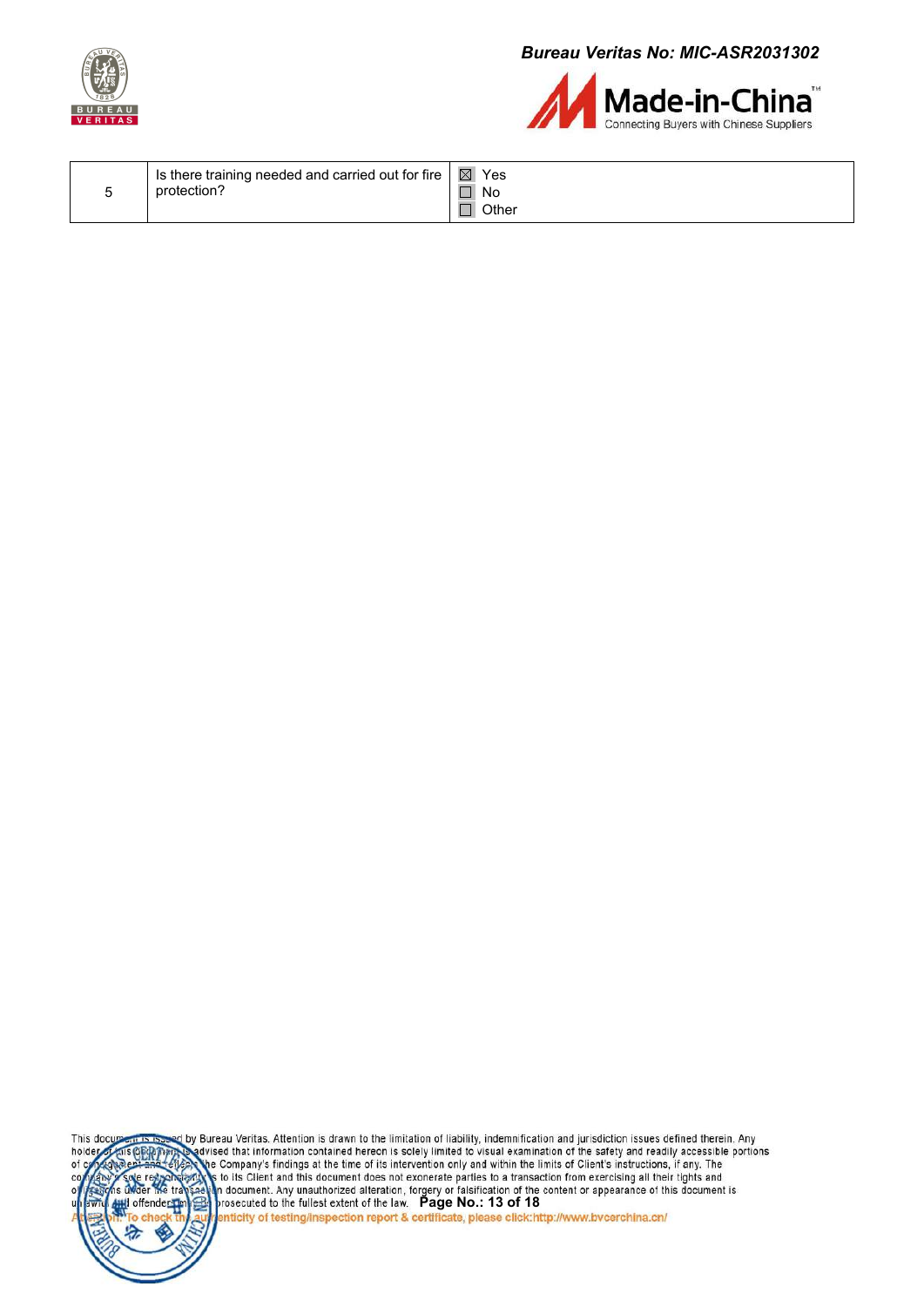| 5 | Is there training needed and carried out for fire protection? | ☒ Yes<br>☐ No<br>☐ Other |
|---|---|---|

This document is issued by Bureau Veritas. Attention is drawn to the limitation of liability, indemnification and jurisdiction issues defined therein. Any holder of this document is advised that information contained hereon is solely limited to visual examination of the safety and readily accessible portions of consignment and reflects the Company's findings at the time of its intervention only and within the limits of Client's instructions, if any. The company's sole responsibility is to its Client and this document does not exonerate parties to a transaction from exercising all their rights and obligations under the transaction document. Any unauthorized alteration, forgery or falsification of the content or appearance of this document is unlawful and offenders may be prosecuted to the fullest extent of the law.

Attention: To check the authenticity of testing/inspection report & certificate, please click:http://www.bvcerchina.cn/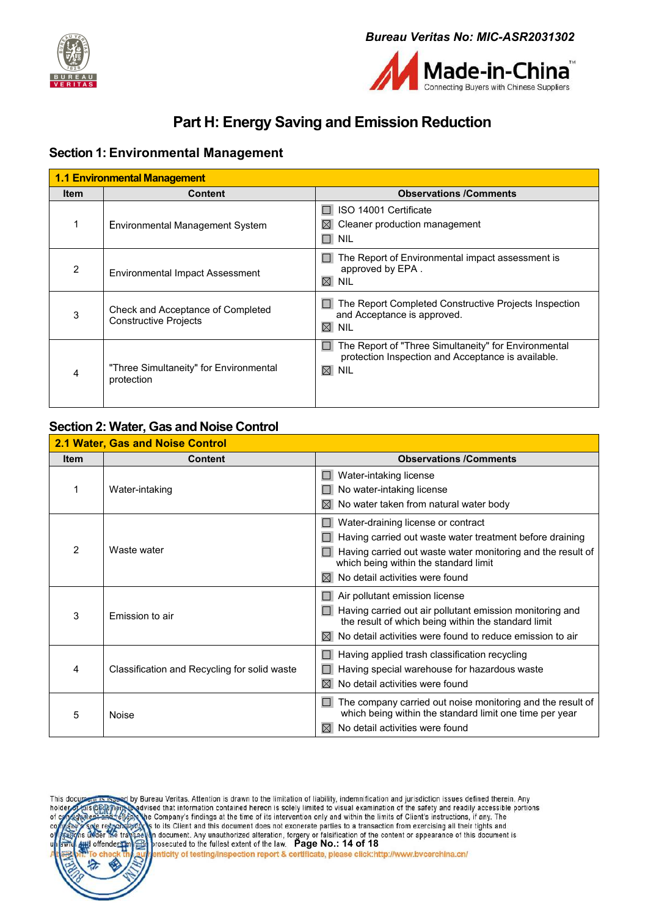# Part H: Energy Saving and Emission Reduction

## Section 1: Environmental Management

| 1.1 Environmental Management | | |
|---|---|---|
| **Item** | **Content** | **Observations /Comments** |
| 1 | Environmental Management System | ☐ ISO 14001 Certificate<br>☒ Cleaner production management<br>☐ NIL |
| 2 | Environmental Impact Assessment | ☐ The Report of Environmental impact assessment is approved by EPA .<br>☒ NIL |
| 3 | Check and Acceptance of Completed Constructive Projects | ☐ The Report Completed Constructive Projects Inspection and Acceptance is approved.<br>☒ NIL |
| 4 | "Three Simultaneity" for Environmental protection | ☐ The Report of "Three Simultaneity" for Environmental protection Inspection and Acceptance is available.<br>☒ NIL |

## Section 2: Water, Gas and Noise Control

| 2.1 Water, Gas and Noise Control | | |
|---|---|---|
| **Item** | **Content** | **Observations /Comments** |
| 1 | Water-intaking | ☐ Water-intaking license<br>☐ No water-intaking license<br>☒ No water taken from natural water body |
| 2 | Waste water | ☐ Water-draining license or contract<br>☐ Having carried out waste water treatment before draining<br>☐ Having carried out waste water monitoring and the result of which being within the standard limit<br>☒ No detail activities were found |
| 3 | Emission to air | ☐ Air pollutant emission license<br>☐ Having carried out air pollutant emission monitoring and the result of which being within the standard limit<br>☒ No detail activities were found to reduce emission to air |
| 4 | Classification and Recycling for solid waste | ☐ Having applied trash classification recycling<br>☐ Having special warehouse for hazardous waste<br>☒ No detail activities were found |
| 5 | Noise | ☐ The company carried out noise monitoring and the result of which being within the standard limit one time per year<br>☒ No detail activities were found |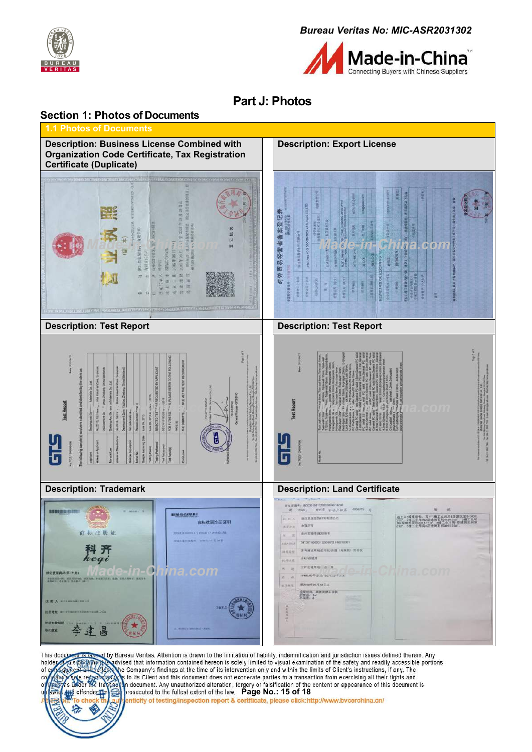Bureau Veritas No: MIC-ASR2031302

# Part J: Photos

## Section 1: Photos of Documents

### 1.1 Photos of Documents

| Description: Business License Combined with Organization Code Certificate, Tax Registration Certificate (Duplicate) | Description: Export License |
|---|---|
| | |
| **Description: Test Report** | **Description: Test Report** |
| | |
| **Description: Trademark** | **Description: Land Certificate** |
| | |

This document is issued by Bureau Veritas. Attention is drawn to the limitation of liability, indemnification and jurisdiction issues defined therein. Any holder of this document is advised that information contained hereon is solely limited to visual examination of the safety and readily accessible portions of concerned, and reflects the Company's findings at the time of its intervention only and within the limits of Client's instructions, if any. The company's sole responsibility is to its Client and this document does not exonerate parties to a transaction from exercising all their rights and obligations under the transaction document. Any unauthorized alteration, forgery or falsification of the content or appearance of this document is unlawful and offenders may be prosecuted to the fullest extent of the law.

Attention: To check the authenticity of testing/inspection report & certificate, please click:http://www.bvcerchina.cn/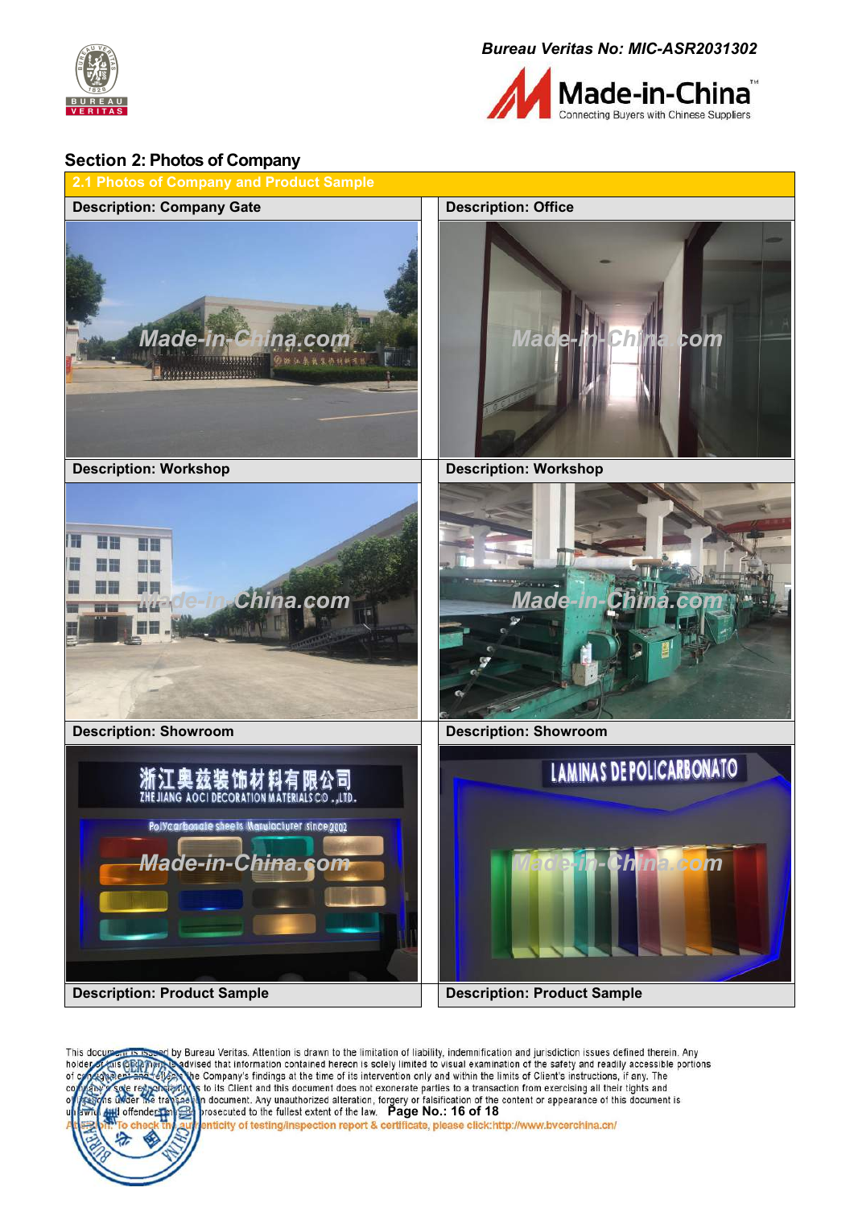Bureau Veritas No: MIC-ASR2031302

## Section 2: Photos of Company

| 2.1 Photos of Company and Product Sample | |
|---|---|
| Description: Company Gate | Description: Office |
| Description: Workshop | Description: Workshop |
| Description: Showroom | Description: Showroom |
| Description: Product Sample | Description: Product Sample |

This document is issued by Bureau Veritas. Attention is drawn to the limitation of liability, indemnification and jurisdiction issues defined therein. Any holder of this document is advised that information contained hereon is solely limited to visual examination of the safety and readily accessible portions of company and reflects the Company's findings at the time of its intervention only and within the limits of Client's instructions, if any. The company's sole responsibility is to its Client and this document does not exonerate parties to a transaction from exercising all their rights and obligations under the transaction document. Any unauthorized alteration, forgery or falsification of the content or appearance of this document is unlawful and offenders may be prosecuted to the fullest extent of the law.

Attention: To check the authenticity of testing/inspection report & certificate, please click:http://www.bvcerchina.cn/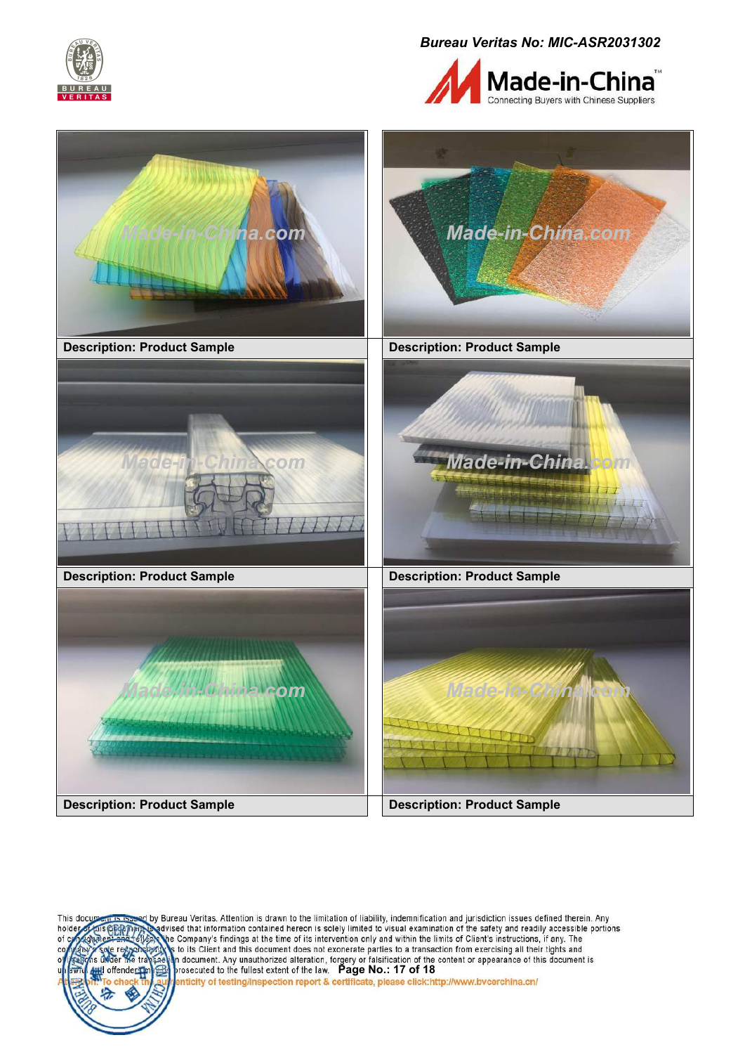| Description: Product Sample | Description: Product Sample |
| --- | --- |
| Description: Product Sample | Description: Product Sample |
| Description: Product Sample | Description: Product Sample |

This document is issued by Bureau Veritas. Attention is drawn to the limitation of liability, indemnification and jurisdiction issues defined therein. Any holder of this document is advised that information contained hereon is solely limited to visual examination of the safety and readily accessible portions of consignment and reflects the Company's findings at the time of its intervention only and within the limits of Client's instructions, if any. The company's sole responsibility is to its Client and this document does not exonerate parties to a transaction from exercising all their rights and obligations under the transaction document. Any unauthorized alteration, forgery or falsification of the content or appearance of this document is unlawful and offenders may be prosecuted to the fullest extent of the law.

Attention: To check the authenticity of testing/inspection report & certificate, please click:http://www.bvcerchina.cn/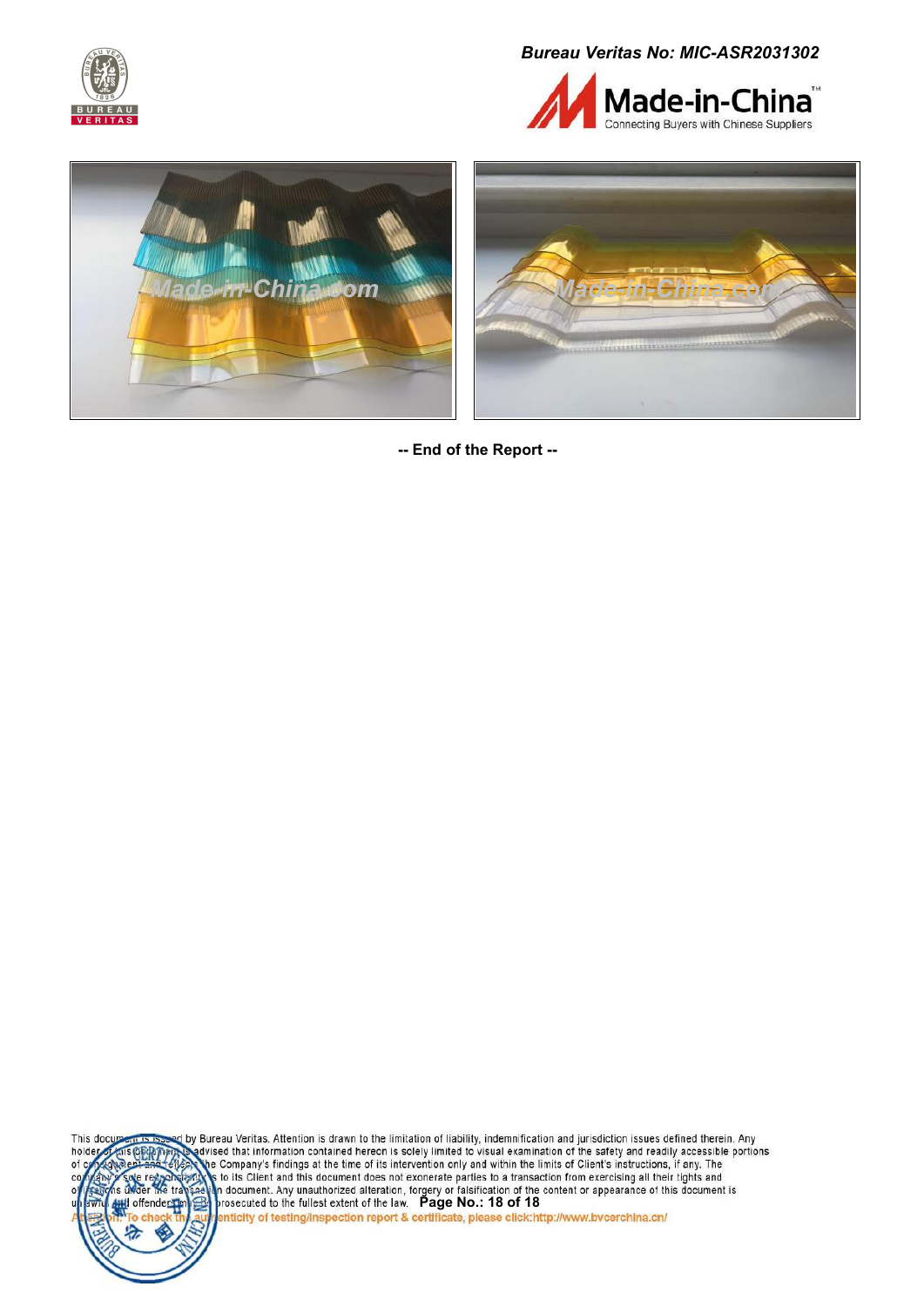-- End of the Report --

This document is issued by Bureau Veritas. Attention is drawn to the limitation of liability, indemnification and jurisdiction issues defined therein. Any holder of this document is advised that information contained hereon is solely limited to visual examination of the safety and readily accessible portions of consignment and reflects the Company's findings at the time of its intervention only and within the limits of Client's instructions, if any. The company's sole responsibility is to its Client and this document does not exonerate parties to a transaction from exercising all their rights and obligations under the transaction document. Any unauthorized alteration, forgery or falsification of the content or appearance of this document is unlawful and offenders may be prosecuted to the fullest extent of the law.

Attention: To check the authenticity of testing/inspection report & certificate, please click:http://www.bvcerchina.cn/